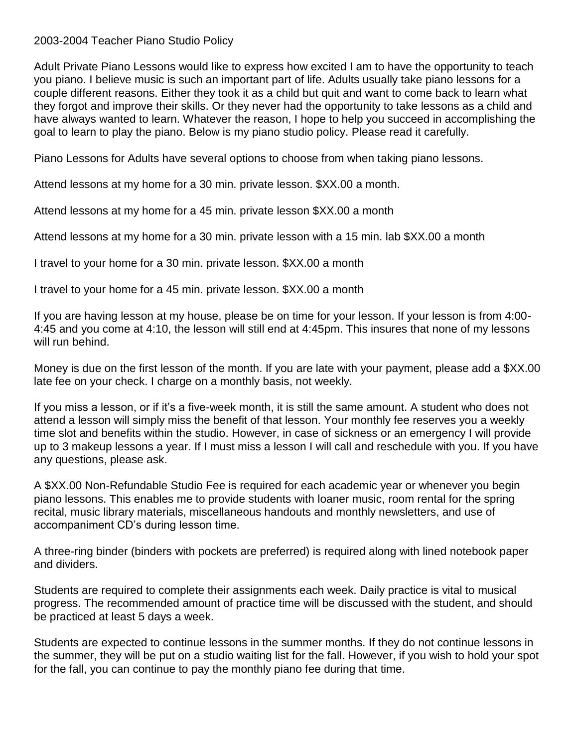# 2003-2004 Teacher Piano Studio Policy

Adult Private Piano Lessons would like to express how excited I am to have the opportunity to teach you piano. I believe music is such an important part of life. Adults usually take piano lessons for a couple different reasons. Either they took it as a child but quit and want to come back to learn what they forgot and improve their skills. Or they never had the opportunity to take lessons as a child and have always wanted to learn. Whatever the reason, I hope to help you succeed in accomplishing the goal to learn to play the piano. Below is my piano studio policy. Please read it carefully.

Piano Lessons for Adults have several options to choose from when taking piano lessons.

Attend lessons at my home for a 30 min. private lesson. $XX.00 a month.

Attend lessons at my home for a 45 min. private lesson $XX.00 a month

Attend lessons at my home for a 30 min. private lesson with a 15 min. lab $XX.00 a month

I travel to your home for a 30 min. private lesson. $XX.00 a month

I travel to your home for a 45 min. private lesson. $XX.00 a month

If you are having lesson at my house, please be on time for your lesson. If your lesson is from 4:00-4:45 and you come at 4:10, the lesson will still end at 4:45pm. This insures that none of my lessons will run behind.

Money is due on the first lesson of the month. If you are late with your payment, please add a $XX.00 late fee on your check. I charge on a monthly basis, not weekly.

If you miss a lesson, or if it's a five-week month, it is still the same amount. A student who does not attend a lesson will simply miss the benefit of that lesson. Your monthly fee reserves you a weekly time slot and benefits within the studio. However, in case of sickness or an emergency I will provide up to 3 makeup lessons a year. If I must miss a lesson I will call and reschedule with you. If you have any questions, please ask.

A $XX.00 Non-Refundable Studio Fee is required for each academic year or whenever you begin piano lessons. This enables me to provide students with loaner music, room rental for the spring recital, music library materials, miscellaneous handouts and monthly newsletters, and use of accompaniment CD's during lesson time.

A three-ring binder (binders with pockets are preferred) is required along with lined notebook paper and dividers.

Students are required to complete their assignments each week. Daily practice is vital to musical progress. The recommended amount of practice time will be discussed with the student, and should be practiced at least 5 days a week.

Students are expected to continue lessons in the summer months. If they do not continue lessons in the summer, they will be put on a studio waiting list for the fall. However, if you wish to hold your spot for the fall, you can continue to pay the monthly piano fee during that time.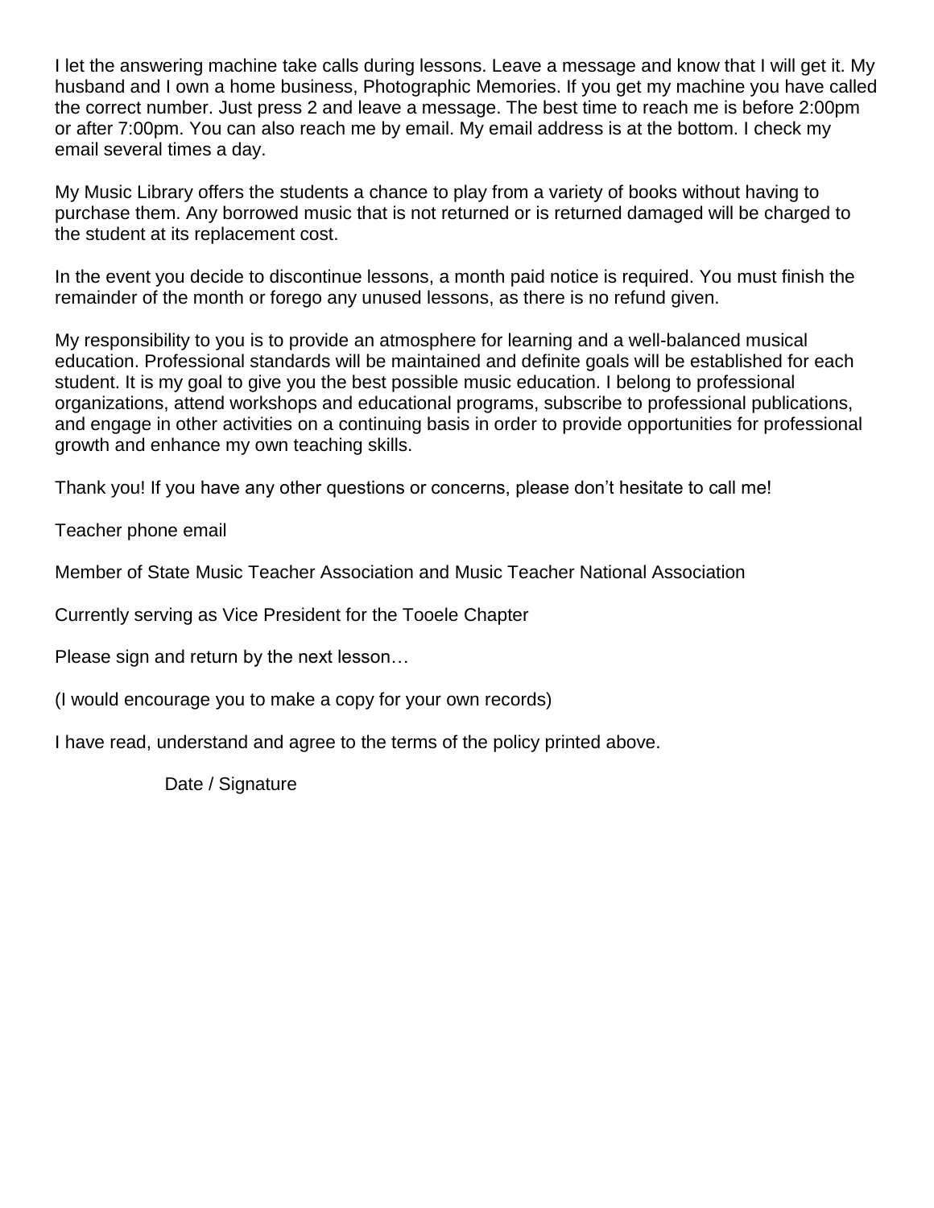I let the answering machine take calls during lessons. Leave a message and know that I will get it. My husband and I own a home business, Photographic Memories. If you get my machine you have called the correct number. Just press 2 and leave a message. The best time to reach me is before 2:00pm or after 7:00pm. You can also reach me by email. My email address is at the bottom. I check my email several times a day.

My Music Library offers the students a chance to play from a variety of books without having to purchase them. Any borrowed music that is not returned or is returned damaged will be charged to the student at its replacement cost.

In the event you decide to discontinue lessons, a month paid notice is required. You must finish the remainder of the month or forego any unused lessons, as there is no refund given.

My responsibility to you is to provide an atmosphere for learning and a well-balanced musical education. Professional standards will be maintained and definite goals will be established for each student. It is my goal to give you the best possible music education. I belong to professional organizations, attend workshops and educational programs, subscribe to professional publications, and engage in other activities on a continuing basis in order to provide opportunities for professional growth and enhance my own teaching skills.

Thank you! If you have any other questions or concerns, please don't hesitate to call me!

Teacher phone email

Member of State Music Teacher Association and Music Teacher National Association

Currently serving as Vice President for the Tooele Chapter

Please sign and return by the next lesson…

(I would encourage you to make a copy for your own records)

I have read, understand and agree to the terms of the policy printed above.

Date / Signature